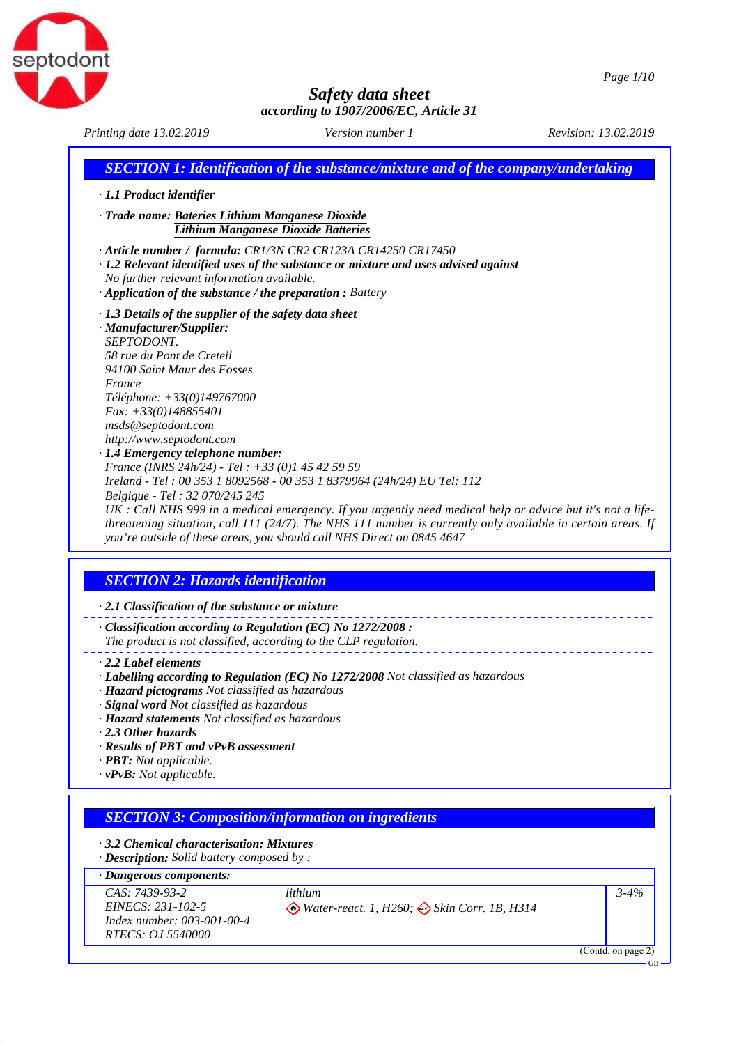# Safety data sheet

*according to 1907/2006/EC, Article 31*

Printing date 13.02.2019 Version number 1 Revision: 13.02.2019

## SECTION 1: Identification of the substance/mixture and of the company/undertaking

· **1.1 Product identifier**

· **Trade name:** Bateries Lithium Manganese Dioxide
Lithium Manganese Dioxide Batteries

· **Article number / formula:** CR1/3N CR2 CR123A CR14250 CR17450
· **1.2 Relevant identified uses of the substance or mixture and uses advised against**
No further relevant information available.
· **Application of the substance / the preparation :** Battery

· **1.3 Details of the supplier of the safety data sheet**
· **Manufacturer/Supplier:**
SEPTODONT.
58 rue du Pont de Creteil
94100 Saint Maur des Fosses
France
Téléphone: +33(0)149767000
Fax: +33(0)148855401
msds@septodont.com
http://www.septodont.com
· **1.4 Emergency telephone number:**
France (INRS 24h/24) - Tel : +33 (0)1 45 42 59 59
Ireland - Tel : 00 353 1 8092568 - 00 353 1 8379964 (24h/24) EU Tel: 112
Belgique - Tel : 32 070/245 245
UK : Call NHS 999 in a medical emergency. If you urgently need medical help or advice but it's not a life-threatening situation, call 111 (24/7). The NHS 111 number is currently only available in certain areas. If you're outside of these areas, you should call NHS Direct on 0845 4647

## SECTION 2: Hazards identification

· **2.1 Classification of the substance or mixture**

· **Classification according to Regulation (EC) No 1272/2008 :**
The product is not classified, according to the CLP regulation.

· **2.2 Label elements**
· **Labelling according to Regulation (EC) No 1272/2008** Not classified as hazardous
· **Hazard pictograms** Not classified as hazardous
· **Signal word** Not classified as hazardous
· **Hazard statements** Not classified as hazardous
· **2.3 Other hazards**
· **Results of PBT and vPvB assessment**
· **PBT:** Not applicable.
· **vPvB:** Not applicable.

## SECTION 3: Composition/information on ingredients

· **3.2 Chemical characterisation: Mixtures**
· **Description:** Solid battery composed by :

| · Dangerous components: | | |
|---|---|---|
| CAS: 7439-93-2<br>EINECS: 231-102-5<br>Index number: 003-001-00-4<br>RTECS: OJ 5540000 | lithium<br>Water-react. 1, H260; Skin Corr. 1B, H314 | 3-4% |

(Contd. on page 2)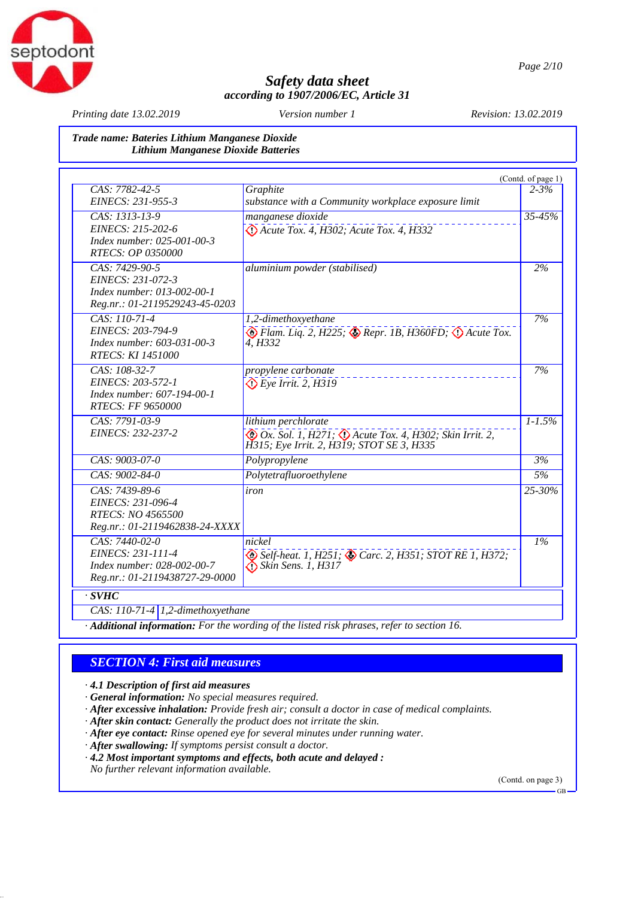**Trade name: Bateries Lithium Manganese Dioxide**
**Lithium Manganese Dioxide Batteries**

(Contd. of page 1)

| Identifiers | Substance / Classification | % |
|---|---|---|
| CAS: 7782-42-5<br>EINECS: 231-955-3 | Graphite<br>substance with a Community workplace exposure limit | 2-3% |
| CAS: 1313-13-9<br>EINECS: 215-202-6<br>Index number: 025-001-00-3<br>RTECS: OP 0350000 | manganese dioxide<br>Acute Tox. 4, H302; Acute Tox. 4, H332 | 35-45% |
| CAS: 7429-90-5<br>EINECS: 231-072-3<br>Index number: 013-002-00-1<br>Reg.nr.: 01-2119529243-45-0203 | aluminium powder (stabilised) | 2% |
| CAS: 110-71-4<br>EINECS: 203-794-9<br>Index number: 603-031-00-3<br>RTECS: KI 1451000 | 1,2-dimethoxyethane<br>Flam. Liq. 2, H225; Repr. 1B, H360FD; Acute Tox. 4, H332 | 7% |
| CAS: 108-32-7<br>EINECS: 203-572-1<br>Index number: 607-194-00-1<br>RTECS: FF 9650000 | propylene carbonate<br>Eye Irrit. 2, H319 | 7% |
| CAS: 7791-03-9<br>EINECS: 232-237-2 | lithium perchlorate<br>Ox. Sol. 1, H271; Acute Tox. 4, H302; Skin Irrit. 2, H315; Eye Irrit. 2, H319; STOT SE 3, H335 | 1-1.5% |
| CAS: 9003-07-0 | Polypropylene | 3% |
| CAS: 9002-84-0 | Polytetrafluoroethylene | 5% |
| CAS: 7439-89-6<br>EINECS: 231-096-4<br>RTECS: NO 4565500<br>Reg.nr.: 01-2119462838-24-XXXX | iron | 25-30% |
| CAS: 7440-02-0<br>EINECS: 231-111-4<br>Index number: 028-002-00-7<br>Reg.nr.: 01-2119438727-29-0000 | nickel<br>Self-heat. 1, H251; Carc. 2, H351; STOT RE 1, H372; Skin Sens. 1, H317 | 1% |

· **SVHC**

| CAS: 110-71-4 | 1,2-dimethoxyethane |
|---|---|

· ***Additional information:*** *For the wording of the listed risk phrases, refer to section 16.*

## SECTION 4: First aid measures

· **4.1 Description of first aid measures**
· **General information:** No special measures required.
· **After excessive inhalation:** Provide fresh air; consult a doctor in case of medical complaints.
· **After skin contact:** Generally the product does not irritate the skin.
· **After eye contact:** Rinse opened eye for several minutes under running water.
· **After swallowing:** If symptoms persist consult a doctor.
· **4.2 Most important symptoms and effects, both acute and delayed :**
No further relevant information available.

(Contd. on page 3)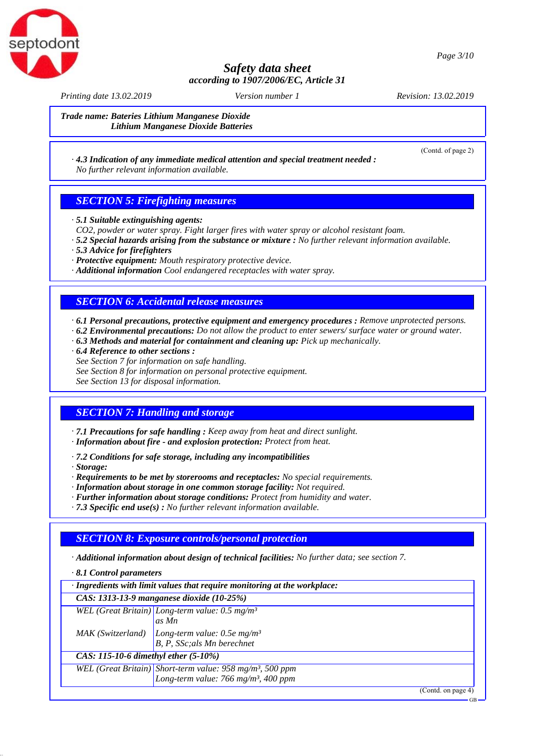*Trade name: Bateries Lithium Manganese Dioxide*
*Lithium Manganese Dioxide Batteries*

(Contd. of page 2)

· **4.3 Indication of any immediate medical attention and special treatment needed :**
No further relevant information available.

## SECTION 5: Firefighting measures

· **5.1 Suitable extinguishing agents:**
$CO_2$, powder or water spray. Fight larger fires with water spray or alcohol resistant foam.
· **5.2 Special hazards arising from the substance or mixture :** No further relevant information available.
· **5.3 Advice for firefighters**
· **Protective equipment:** Mouth respiratory protective device.
· **Additional information** Cool endangered receptacles with water spray.

## SECTION 6: Accidental release measures

· **6.1 Personal precautions, protective equipment and emergency procedures :** Remove unprotected persons.
· **6.2 Environmental precautions:** Do not allow the product to enter sewers/ surface water or ground water.
· **6.3 Methods and material for containment and cleaning up:** Pick up mechanically.
· **6.4 Reference to other sections :**
See Section 7 for information on safe handling.
See Section 8 for information on personal protective equipment.
See Section 13 for disposal information.

## SECTION 7: Handling and storage

· **7.1 Precautions for safe handling :** Keep away from heat and direct sunlight.
· **Information about fire - and explosion protection:** Protect from heat.

· **7.2 Conditions for safe storage, including any incompatibilities**
· **Storage:**
· **Requirements to be met by storerooms and receptacles:** No special requirements.
· **Information about storage in one common storage facility:** Not required.
· **Further information about storage conditions:** Protect from humidity and water.
· **7.3 Specific end use(s) :** No further relevant information available.

## SECTION 8: Exposure controls/personal protection

· **Additional information about design of technical facilities:** No further data; see section 7.

· **8.1 Control parameters**

| · **Ingredients with limit values that require monitoring at the workplace:** | |
|---|---|
| **CAS: 1313-13-9 manganese dioxide (10-25%)** | |
| WEL (Great Britain) | Long-term value: 0.5 mg/m³ as Mn |
| MAK (Switzerland) | Long-term value: 0.5e mg/m³ B, P, SSc;als Mn berechnet |
| **CAS: 115-10-6 dimethyl ether (5-10%)** | |
| WEL (Great Britain) | Short-term value: 958 mg/m³, 500 ppm<br>Long-term value: 766 mg/m³, 400 ppm |

(Contd. on page 4)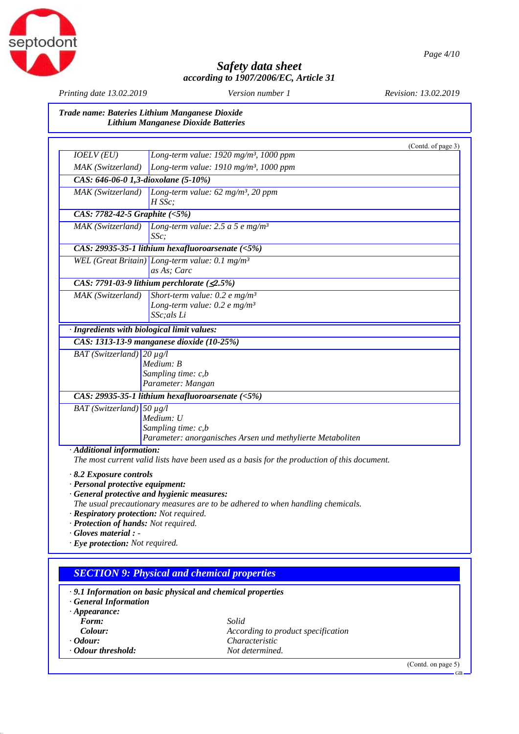**Trade name: Bateries Lithium Manganese Dioxide**
**Lithium Manganese Dioxide Batteries**

(Contd. of page 3)

| | |
|---|---|
| IOELV (EU) | Long-term value: 1920 mg/m³, 1000 ppm |
| MAK (Switzerland) | Long-term value: 1910 mg/m³, 1000 ppm |
| **CAS: 646-06-0 1,3-dioxolane (5-10%)** | |
| MAK (Switzerland) | Long-term value: 62 mg/m³, 20 ppm<br>H SSc; |
| **CAS: 7782-42-5 Graphite (<5%)** | |
| MAK (Switzerland) | Long-term value: 2.5 a 5 e mg/m³<br>SSc; |
| **CAS: 29935-35-1 lithium hexafluoroarsenate (<5%)** | |
| WEL (Great Britain) | Long-term value: 0.1 mg/m³<br>as As; Carc |
| **CAS: 7791-03-9 lithium perchlorate (≤2.5%)** | |
| MAK (Switzerland) | Short-term value: 0.2 e mg/m³<br>Long-term value: 0.2 e mg/m³<br>SSc;als Li |

· **Ingredients with biological limit values:**

| | |
|---|---|
| **CAS: 1313-13-9 manganese dioxide (10-25%)** | |
| BAT (Switzerland) | 20 µg/l<br>Medium: B<br>Sampling time: c,b<br>Parameter: Mangan |
| **CAS: 29935-35-1 lithium hexafluoroarsenate (<5%)** | |
| BAT (Switzerland) | 50 µg/l<br>Medium: U<br>Sampling time: c,b<br>Parameter: anorganisches Arsen und methylierte Metaboliten |

· **Additional information:**
The most current valid lists have been used as a basis for the production of this document.

· **8.2 Exposure controls**
· **Personal protective equipment:**
· **General protective and hygienic measures:**
The usual precautionary measures are to be adhered to when handling chemicals.
· **Respiratory protection:** Not required.
· **Protection of hands:** Not required.
· **Gloves material :** -
· **Eye protection:** Not required.

## SECTION 9: Physical and chemical properties

· **9.1 Information on basic physical and chemical properties**
· **General Information**
· **Appearance:**

| | |
|---|---|
| **Form:** | Solid |
| **Colour:** | According to product specification |
| · **Odour:** | Characteristic |
| · **Odour threshold:** | Not determined. |

(Contd. on page 5)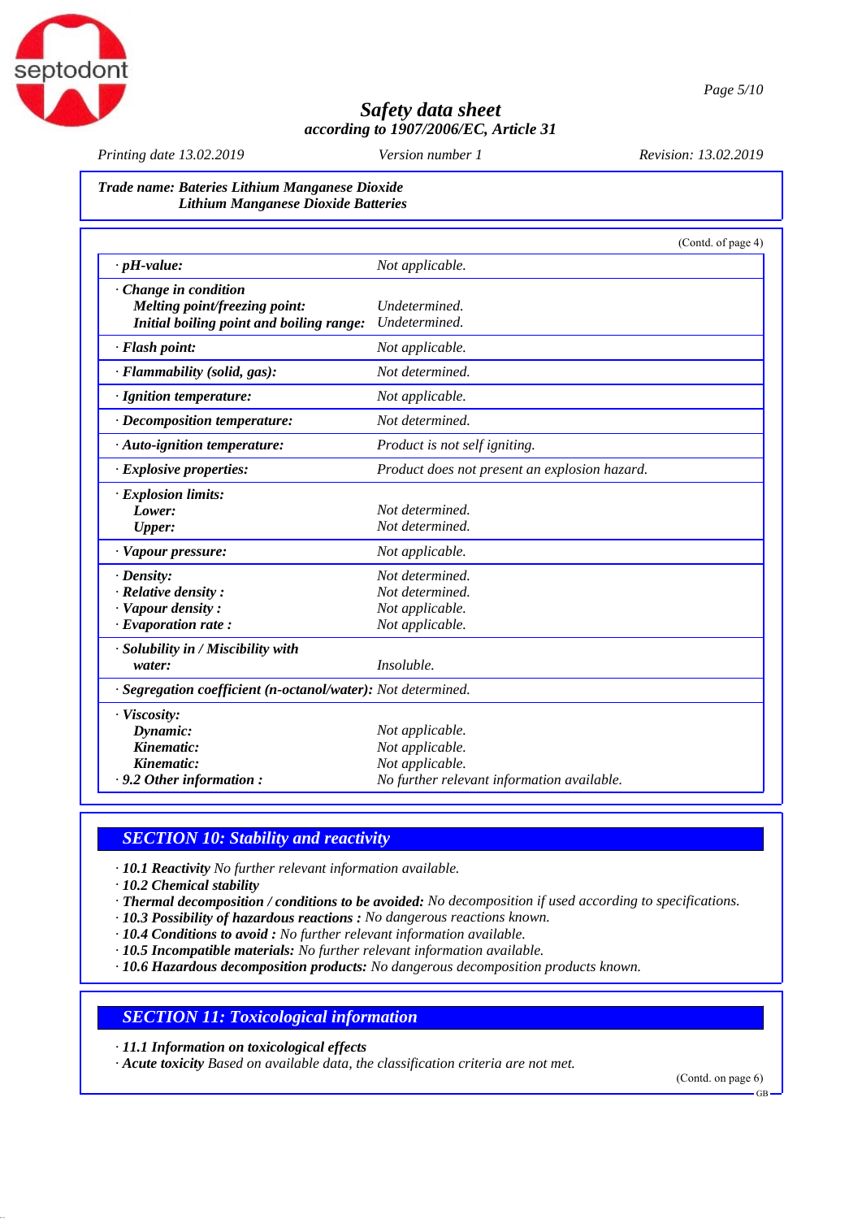**Trade name: Bateries Lithium Manganese Dioxide**
**Lithium Manganese Dioxide Batteries**

(Contd. of page 4)

| | |
|---|---|
| *· **pH-value:*** | *Not applicable.* |
| *· **Change in condition*** | |
| ***Melting point/freezing point:*** | *Undetermined.* |
| ***Initial boiling point and boiling range:*** | *Undetermined.* |
| *· **Flash point:*** | *Not applicable.* |
| *· **Flammability (solid, gas):*** | *Not determined.* |
| *· **Ignition temperature:*** | *Not applicable.* |
| *· **Decomposition temperature:*** | *Not determined.* |
| *· **Auto-ignition temperature:*** | *Product is not self igniting.* |
| *· **Explosive properties:*** | *Product does not present an explosion hazard.* |
| *· **Explosion limits:*** | |
| ***Lower:*** | *Not determined.* |
| ***Upper:*** | *Not determined.* |
| *· **Vapour pressure:*** | *Not applicable.* |
| *· **Density:*** | *Not determined.* |
| *· **Relative density :*** | *Not determined.* |
| *· **Vapour density :*** | *Not applicable.* |
| *· **Evaporation rate :*** | *Not applicable.* |
| *· **Solubility in / Miscibility with water:*** | *Insoluble.* |
| *· **Segregation coefficient (n-octanol/water):*** | *Not determined.* |
| *· **Viscosity:*** | |
| ***Dynamic:*** | *Not applicable.* |
| ***Kinematic:*** | *Not applicable.* |
| ***Kinematic:*** | *Not applicable.* |
| *· **9.2 Other information :*** | *No further relevant information available.* |

## *SECTION 10: Stability and reactivity*

*· **10.1 Reactivity** No further relevant information available.*
*· **10.2 Chemical stability***
*· **Thermal decomposition / conditions to be avoided:** No decomposition if used according to specifications.*
*· **10.3 Possibility of hazardous reactions :** No dangerous reactions known.*
*· **10.4 Conditions to avoid :** No further relevant information available.*
*· **10.5 Incompatible materials:** No further relevant information available.*
*· **10.6 Hazardous decomposition products:** No dangerous decomposition products known.*

## *SECTION 11: Toxicological information*

*· **11.1 Information on toxicological effects***
*· **Acute toxicity** Based on available data, the classification criteria are not met.*

(Contd. on page 6)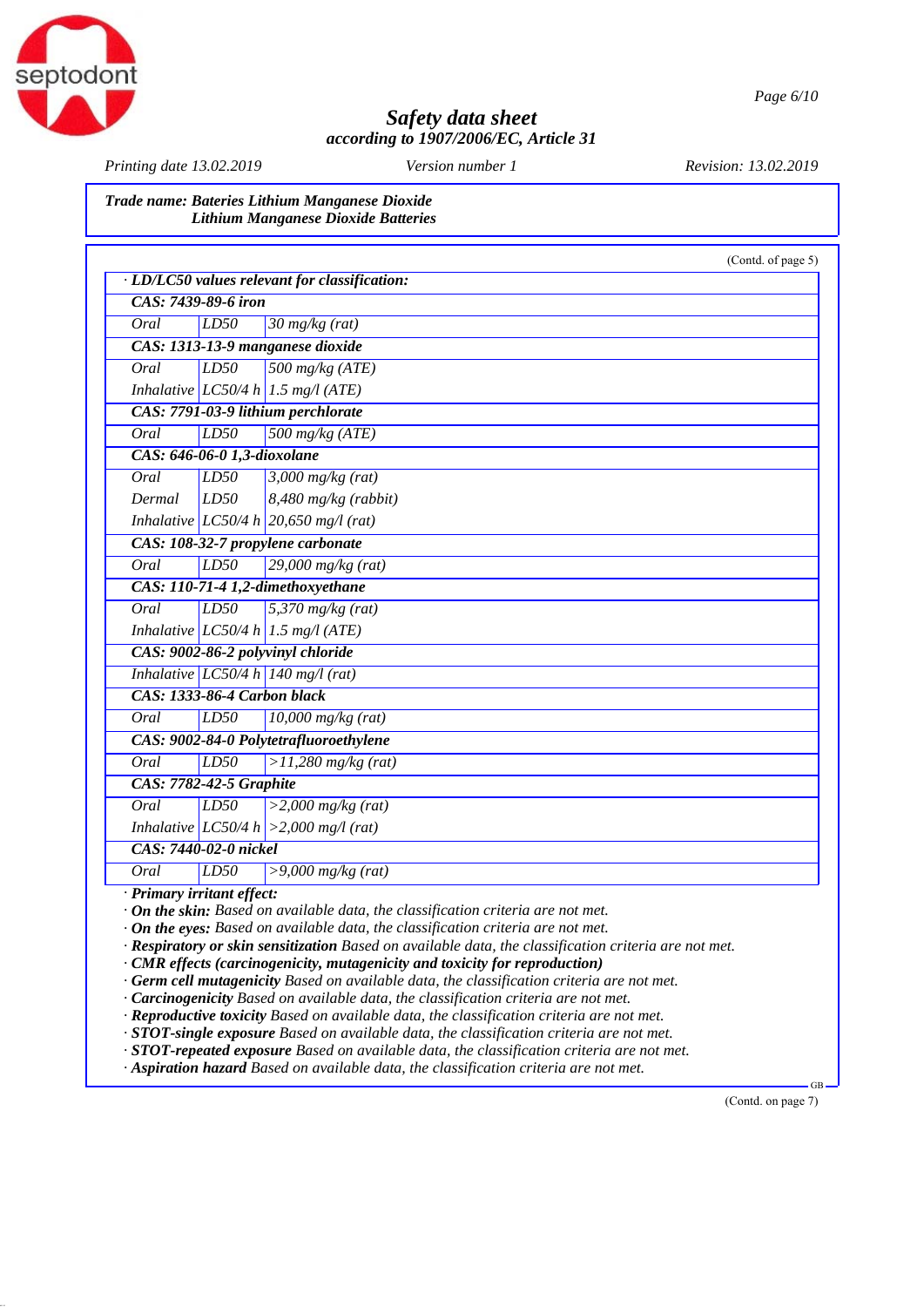(Contd. of page 5)

· **LD/LC50 values relevant for classification:**

| | | |
|---|---|---|
| **CAS: 7439-89-6 iron** | | |
| Oral | LD50 | 30 mg/kg (rat) |
| **CAS: 1313-13-9 manganese dioxide** | | |
| Oral | LD50 | 500 mg/kg (ATE) |
| Inhalative | LC50/4 h | 1.5 mg/l (ATE) |
| **CAS: 7791-03-9 lithium perchlorate** | | |
| Oral | LD50 | 500 mg/kg (ATE) |
| **CAS: 646-06-0 1,3-dioxolane** | | |
| Oral | LD50 | 3,000 mg/kg (rat) |
| Dermal | LD50 | 8,480 mg/kg (rabbit) |
| Inhalative | LC50/4 h | 20,650 mg/l (rat) |
| **CAS: 108-32-7 propylene carbonate** | | |
| Oral | LD50 | 29,000 mg/kg (rat) |
| **CAS: 110-71-4 1,2-dimethoxyethane** | | |
| Oral | LD50 | 5,370 mg/kg (rat) |
| Inhalative | LC50/4 h | 1.5 mg/l (ATE) |
| **CAS: 9002-86-2 polyvinyl chloride** | | |
| Inhalative | LC50/4 h | 140 mg/l (rat) |
| **CAS: 1333-86-4 Carbon black** | | |
| Oral | LD50 | 10,000 mg/kg (rat) |
| **CAS: 9002-84-0 Polytetrafluoroethylene** | | |
| Oral | LD50 | >11,280 mg/kg (rat) |
| **CAS: 7782-42-5 Graphite** | | |
| Oral | LD50 | >2,000 mg/kg (rat) |
| Inhalative | LC50/4 h | >2,000 mg/l (rat) |
| **CAS: 7440-02-0 nickel** | | |
| Oral | LD50 | >9,000 mg/kg (rat) |

· **Primary irritant effect:**
· **On the skin:** Based on available data, the classification criteria are not met.
· **On the eyes:** Based on available data, the classification criteria are not met.
· **Respiratory or skin sensitization** Based on available data, the classification criteria are not met.
· **CMR effects (carcinogenicity, mutagenicity and toxicity for reproduction)**
· **Germ cell mutagenicity** Based on available data, the classification criteria are not met.
· **Carcinogenicity** Based on available data, the classification criteria are not met.
· **Reproductive toxicity** Based on available data, the classification criteria are not met.
· **STOT-single exposure** Based on available data, the classification criteria are not met.
· **STOT-repeated exposure** Based on available data, the classification criteria are not met.
· **Aspiration hazard** Based on available data, the classification criteria are not met.

(Contd. on page 7)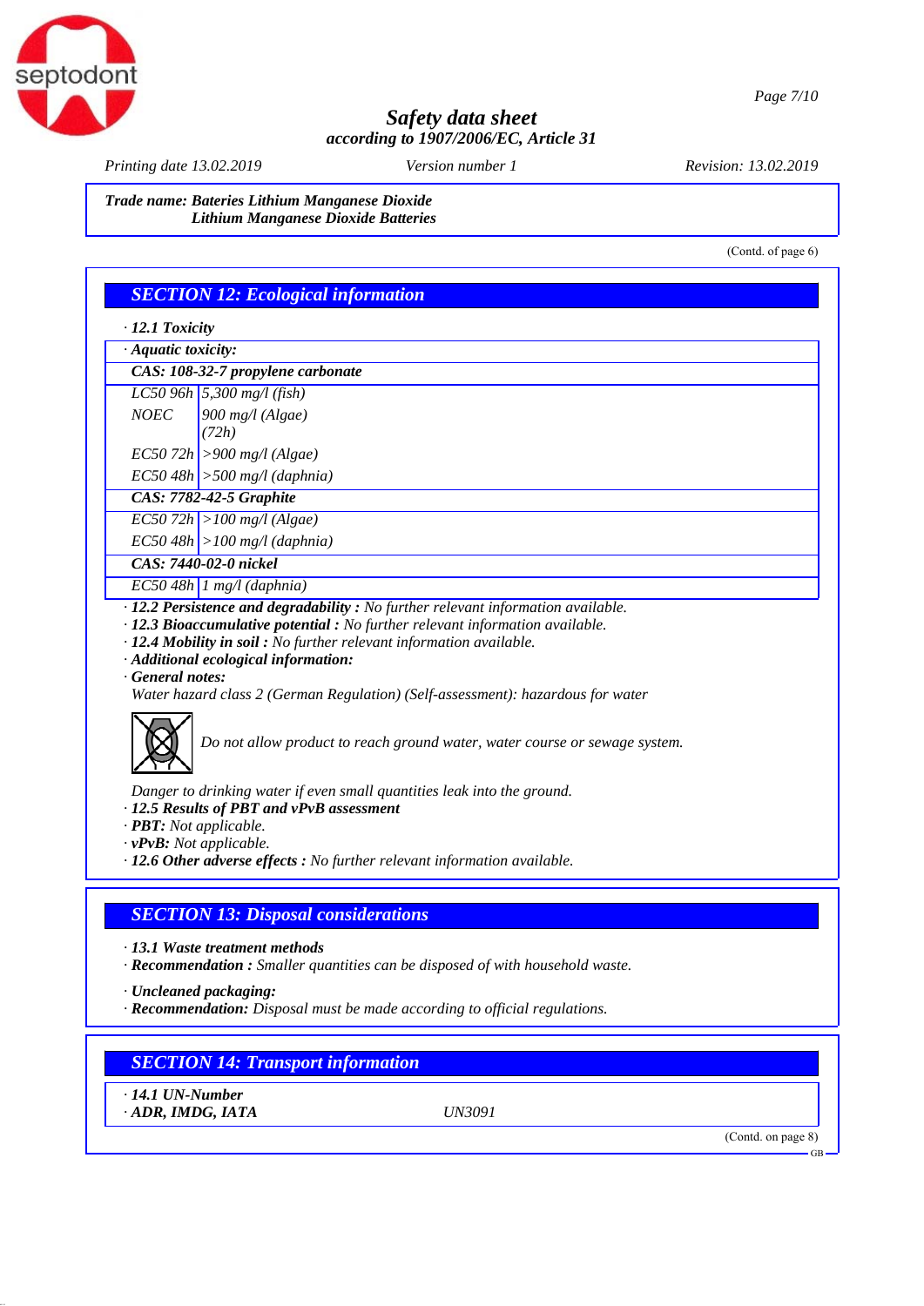**Trade name: Bateries Lithium Manganese Dioxide**
**Lithium Manganese Dioxide Batteries**

(Contd. of page 6)

## SECTION 12: Ecological information

· **12.1 Toxicity**

| · **Aquatic toxicity:** | |
|---|---|
| **CAS: 108-32-7 propylene carbonate** | |
| LC50 96h | 5,300 mg/l (fish) |
| NOEC | 900 mg/l (Algae) (72h) |
| EC50 72h | >900 mg/l (Algae) |
| EC50 48h | >500 mg/l (daphnia) |
| **CAS: 7782-42-5 Graphite** | |
| EC50 72h | >100 mg/l (Algae) |
| EC50 48h | >100 mg/l (daphnia) |
| **CAS: 7440-02-0 nickel** | |
| EC50 48h | 1 mg/l (daphnia) |

· **12.2 Persistence and degradability :** No further relevant information available.
· **12.3 Bioaccumulative potential :** No further relevant information available.
· **12.4 Mobility in soil :** No further relevant information available.
· **Additional ecological information:**
· **General notes:**
Water hazard class 2 (German Regulation) (Self-assessment): hazardous for water

Do not allow product to reach ground water, water course or sewage system.

Danger to drinking water if even small quantities leak into the ground.
· **12.5 Results of PBT and vPvB assessment**
· **PBT:** Not applicable.
· **vPvB:** Not applicable.
· **12.6 Other adverse effects :** No further relevant information available.

## SECTION 13: Disposal considerations

· **13.1 Waste treatment methods**
· **Recommendation :** Smaller quantities can be disposed of with household waste.

· **Uncleaned packaging:**
· **Recommendation:** Disposal must be made according to official regulations.

## SECTION 14: Transport information

| · **14.1 UN-Number** | |
|---|---|
| · **ADR, IMDG, IATA** | UN3091 |

(Contd. on page 8)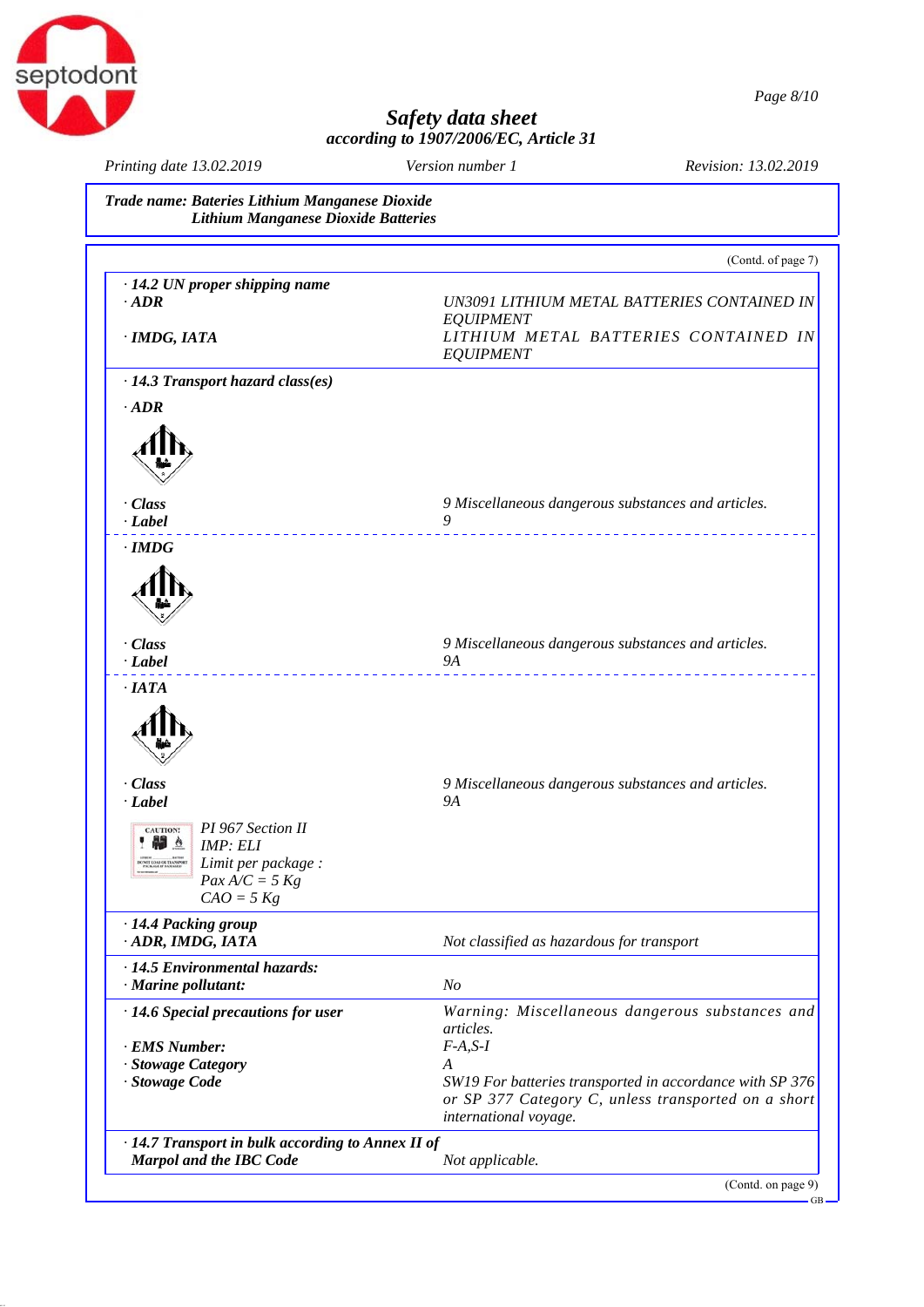## Safety data sheet

**according to 1907/2006/EC, Article 31**

Printing date 13.02.2019 | Version number 1 | Revision: 13.02.2019

**Trade name: Bateries Lithium Manganese Dioxide**
**Lithium Manganese Dioxide Batteries**

(Contd. of page 7)

| | |
|---|---|
| **· 14.2 UN proper shipping name** | |
| **· ADR** | UN3091 LITHIUM METAL BATTERIES CONTAINED IN EQUIPMENT |
| **· IMDG, IATA** | LITHIUM METAL BATTERIES CONTAINED IN EQUIPMENT |
| **· 14.3 Transport hazard class(es)** | |
| **· ADR** | |
| **· Class** | 9 Miscellaneous dangerous substances and articles. |
| **· Label** | 9 |
| **· IMDG** | |
| **· Class** | 9 Miscellaneous dangerous substances and articles. |
| **· Label** | 9A |
| **· IATA** | |
| **· Class** | 9 Miscellaneous dangerous substances and articles. |
| **· Label** | 9A |
| PI 967 Section II<br>IMP: ELI<br>Limit per package :<br>Pax A/C = 5 Kg<br>CAO = 5 Kg | |
| **· 14.4 Packing group** | |
| **· ADR, IMDG, IATA** | Not classified as hazardous for transport |
| **· 14.5 Environmental hazards:** | |
| **· Marine pollutant:** | No |
| **· 14.6 Special precautions for user** | Warning: Miscellaneous dangerous substances and articles. |
| **· EMS Number:** | F-A,S-I |
| **· Stowage Category** | A |
| **· Stowage Code** | SW19 For batteries transported in accordance with SP 376 or SP 377 Category C, unless transported on a short international voyage. |
| **· 14.7 Transport in bulk according to Annex II of Marpol and the IBC Code** | Not applicable. |

(Contd. on page 9)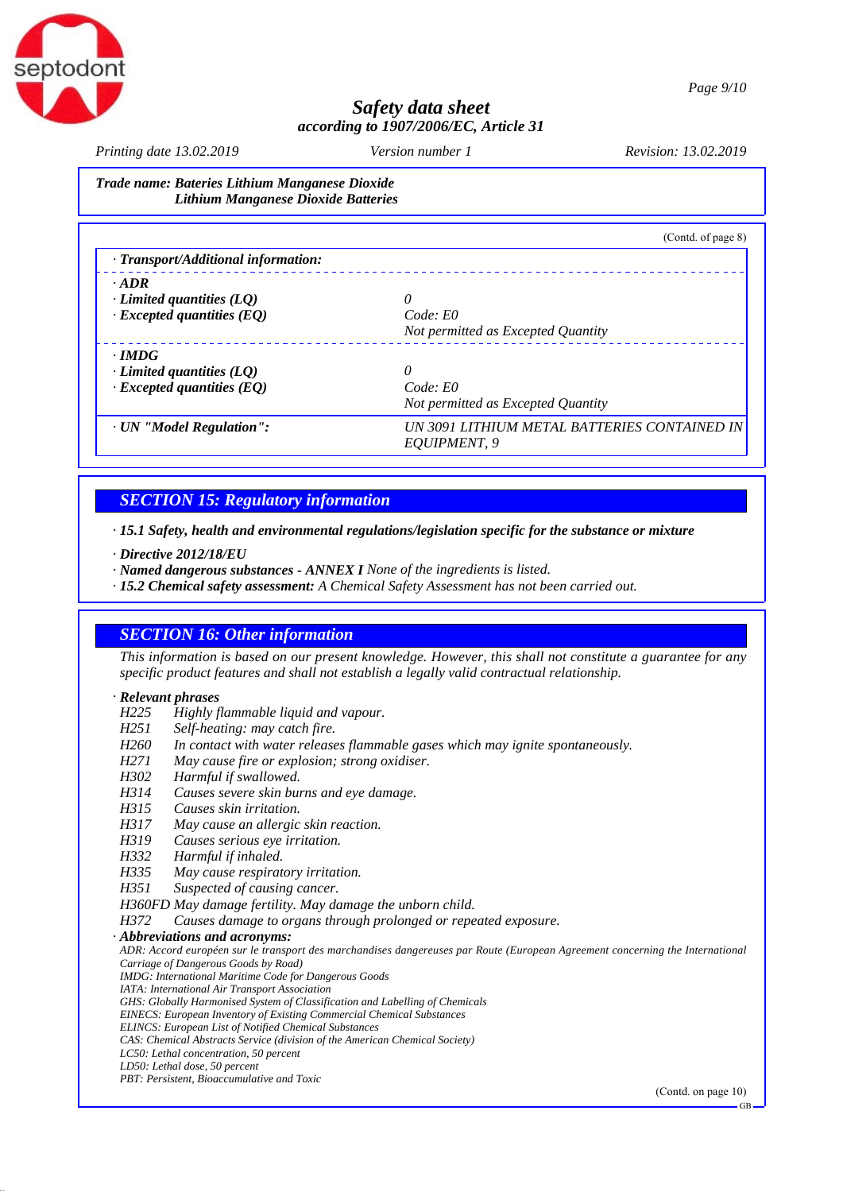**Trade name: Bateries Lithium Manganese Dioxide**
**Lithium Manganese Dioxide Batteries**

(Contd. of page 8)

| · Transport/Additional information: | |
|---|---|
| **· ADR** | |
| **· Limited quantities (LQ)** | 0 |
| **· Excepted quantities (EQ)** | Code: E0<br>Not permitted as Excepted Quantity |
| **· IMDG** | |
| **· Limited quantities (LQ)** | 0 |
| **· Excepted quantities (EQ)** | Code: E0<br>Not permitted as Excepted Quantity |
| **· UN "Model Regulation":** | UN 3091 LITHIUM METAL BATTERIES CONTAINED IN EQUIPMENT, 9 |

## SECTION 15: Regulatory information

**· 15.1 Safety, health and environmental regulations/legislation specific for the substance or mixture**

**· Directive 2012/18/EU**
**· Named dangerous substances - ANNEX I** None of the ingredients is listed.
**· 15.2 Chemical safety assessment:** A Chemical Safety Assessment has not been carried out.

## SECTION 16: Other information

This information is based on our present knowledge. However, this shall not constitute a guarantee for any specific product features and shall not establish a legally valid contractual relationship.

**· Relevant phrases**

H225 Highly flammable liquid and vapour.
H251 Self-heating: may catch fire.
H260 In contact with water releases flammable gases which may ignite spontaneously.
H271 May cause fire or explosion; strong oxidiser.
H302 Harmful if swallowed.
H314 Causes severe skin burns and eye damage.
H315 Causes skin irritation.
H317 May cause an allergic skin reaction.
H319 Causes serious eye irritation.
H332 Harmful if inhaled.
H335 May cause respiratory irritation.
H351 Suspected of causing cancer.
H360FD May damage fertility. May damage the unborn child.
H372 Causes damage to organs through prolonged or repeated exposure.

**· Abbreviations and acronyms:**

ADR: Accord européen sur le transport des marchandises dangereuses par Route (European Agreement concerning the International Carriage of Dangerous Goods by Road)
IMDG: International Maritime Code for Dangerous Goods
IATA: International Air Transport Association
GHS: Globally Harmonised System of Classification and Labelling of Chemicals
EINECS: European Inventory of Existing Commercial Chemical Substances
ELINCS: European List of Notified Chemical Substances
CAS: Chemical Abstracts Service (division of the American Chemical Society)
LC50: Lethal concentration, 50 percent
LD50: Lethal dose, 50 percent
PBT: Persistent, Bioaccumulative and Toxic

(Contd. on page 10)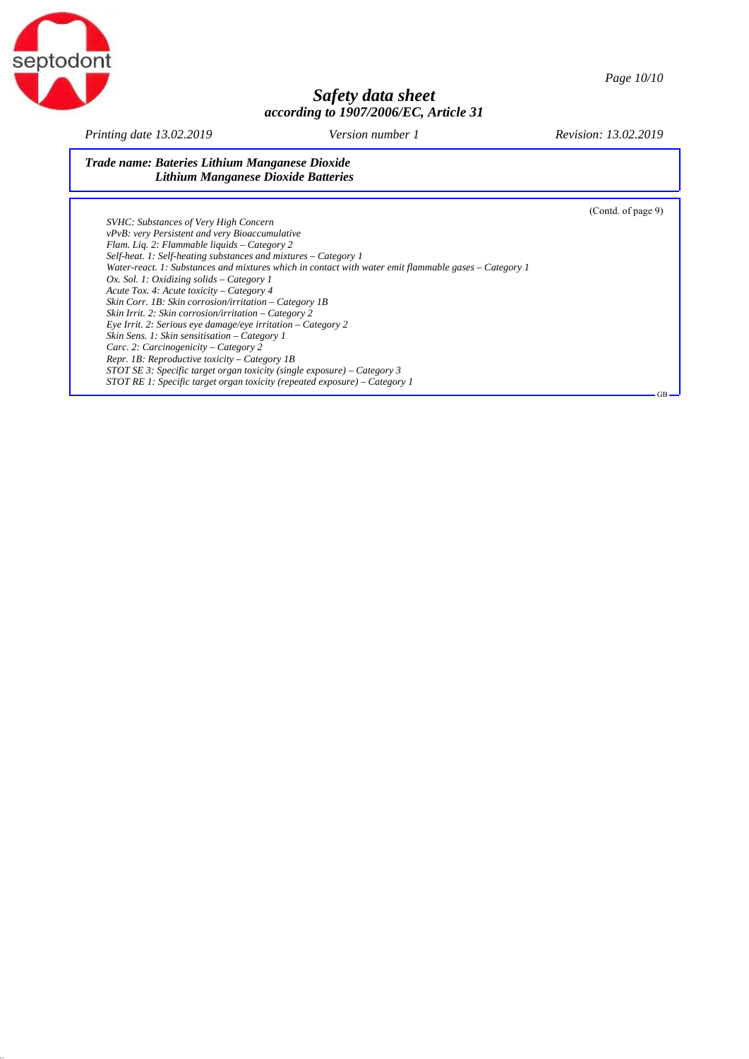**Trade name: Bateries Lithium Manganese Dioxide**
**Lithium Manganese Dioxide Batteries**

(Contd. of page 9)

*SVHC: Substances of Very High Concern*
*vPvB: very Persistent and very Bioaccumulative*
*Flam. Liq. 2: Flammable liquids – Category 2*
*Self-heat. 1: Self-heating substances and mixtures – Category 1*
*Water-react. 1: Substances and mixtures which in contact with water emit flammable gases – Category 1*
*Ox. Sol. 1: Oxidizing solids – Category 1*
*Acute Tox. 4: Acute toxicity – Category 4*
*Skin Corr. 1B: Skin corrosion/irritation – Category 1B*
*Skin Irrit. 2: Skin corrosion/irritation – Category 2*
*Eye Irrit. 2: Serious eye damage/eye irritation – Category 2*
*Skin Sens. 1: Skin sensitisation – Category 1*
*Carc. 2: Carcinogenicity – Category 2*
*Repr. 1B: Reproductive toxicity – Category 1B*
*STOT SE 3: Specific target organ toxicity (single exposure) – Category 3*
*STOT RE 1: Specific target organ toxicity (repeated exposure) – Category 1*

GB